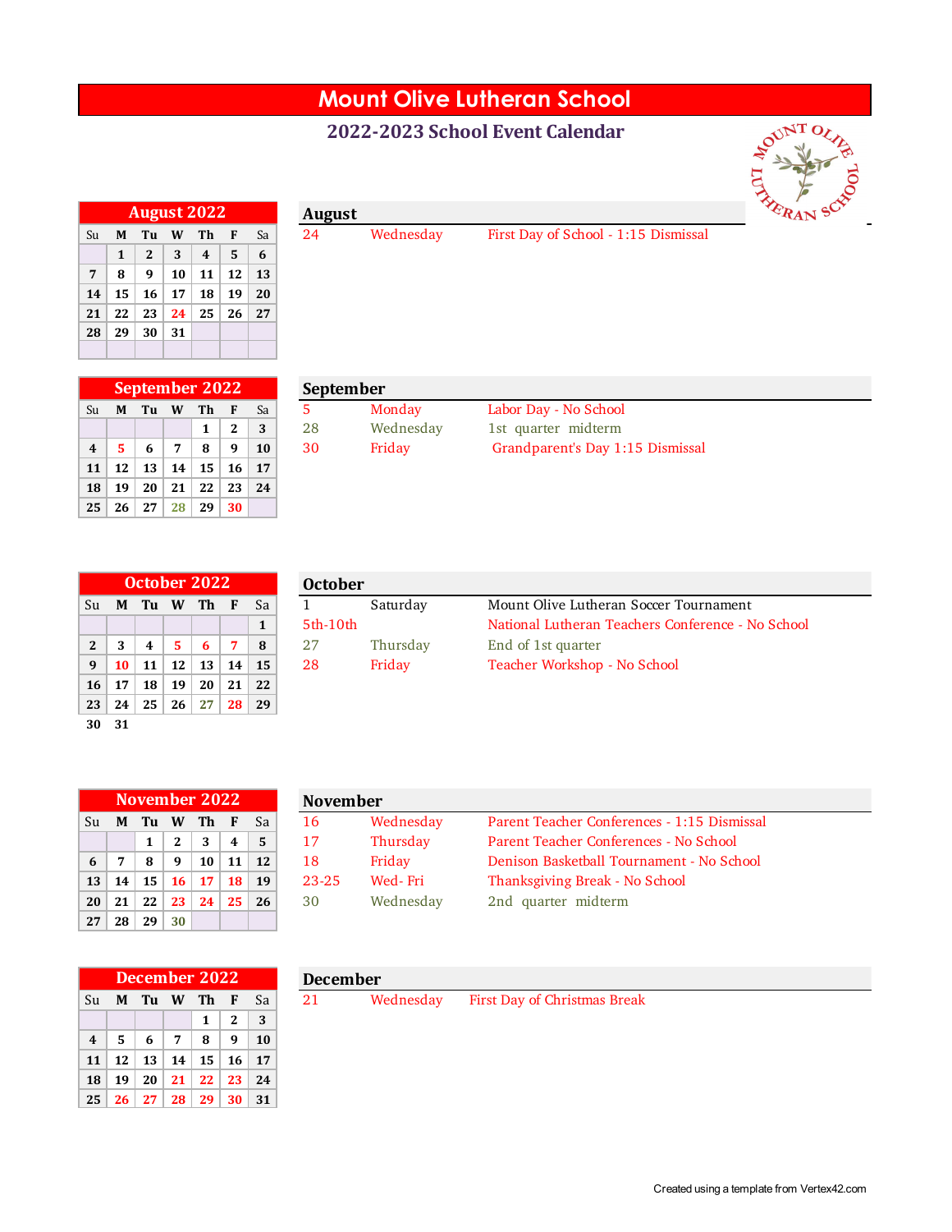# Mount Olive Lutheran School

## 2022-2023 School Event Calendar

### August 2022

| Su | M | Tu | W | Th | F | Sa |
|---|---|---|---|---|---|---|
| | 1 | 2 | 3 | 4 | 5 | 6 |
| 7 | 8 | 9 | 10 | 11 | 12 | 13 |
| 14 | 15 | 16 | 17 | 18 | 19 | 20 |
| 21 | 22 | 23 | 24 | 25 | 26 | 27 |
| 28 | 29 | 30 | 31 | | | |

**August**

| | | |
|---|---|---|
| 24 | Wednesday | First Day of School - 1:15 Dismissal |

### September 2022

| Su | M | Tu | W | Th | F | Sa |
|---|---|---|---|---|---|---|
| | | | | 1 | 2 | 3 |
| 4 | 5 | 6 | 7 | 8 | 9 | 10 |
| 11 | 12 | 13 | 14 | 15 | 16 | 17 |
| 18 | 19 | 20 | 21 | 22 | 23 | 24 |
| 25 | 26 | 27 | 28 | 29 | 30 | |

**September**

| | | |
|---|---|---|
| 5 | Monday | Labor Day - No School |
| 28 | Wednesday | 1st quarter midterm |
| 30 | Friday | Grandparent's Day 1:15 Dismissal |

### October 2022

| Su | M | Tu | W | Th | F | Sa |
|---|---|---|---|---|---|---|
| | | | | | | 1 |
| 2 | 3 | 4 | 5 | 6 | 7 | 8 |
| 9 | 10 | 11 | 12 | 13 | 14 | 15 |
| 16 | 17 | 18 | 19 | 20 | 21 | 22 |
| 23 | 24 | 25 | 26 | 27 | 28 | 29 |
| 30 | 31 | | | | | |

**October**

| | | |
|---|---|---|
| 1 | Saturday | Mount Olive Lutheran Soccer Tournament |
| 5th-10th | | National Lutheran Teachers Conference - No School |
| 27 | Thursday | End of 1st quarter |
| 28 | Friday | Teacher Workshop - No School |

### November 2022

| Su | M | Tu | W | Th | F | Sa |
|---|---|---|---|---|---|---|
| | | 1 | 2 | 3 | 4 | 5 |
| 6 | 7 | 8 | 9 | 10 | 11 | 12 |
| 13 | 14 | 15 | 16 | 17 | 18 | 19 |
| 20 | 21 | 22 | 23 | 24 | 25 | 26 |
| 27 | 28 | 29 | 30 | | | |

**November**

| | | |
|---|---|---|
| 16 | Wednesday | Parent Teacher Conferences - 1:15 Dismissal |
| 17 | Thursday | Parent Teacher Conferences - No School |
| 18 | Friday | Denison Basketball Tournament - No School |
| 23-25 | Wed- Fri | Thanksgiving Break - No School |
| 30 | Wednesday | 2nd quarter midterm |

### December 2022

| Su | M | Tu | W | Th | F | Sa |
|---|---|---|---|---|---|---|
| | | | | 1 | 2 | 3 |
| 4 | 5 | 6 | 7 | 8 | 9 | 10 |
| 11 | 12 | 13 | 14 | 15 | 16 | 17 |
| 18 | 19 | 20 | 21 | 22 | 23 | 24 |
| 25 | 26 | 27 | 28 | 29 | 30 | 31 |

**December**

| | | |
|---|---|---|
| 21 | Wednesday | First Day of Christmas Break |

Created using a template from Vertex42.com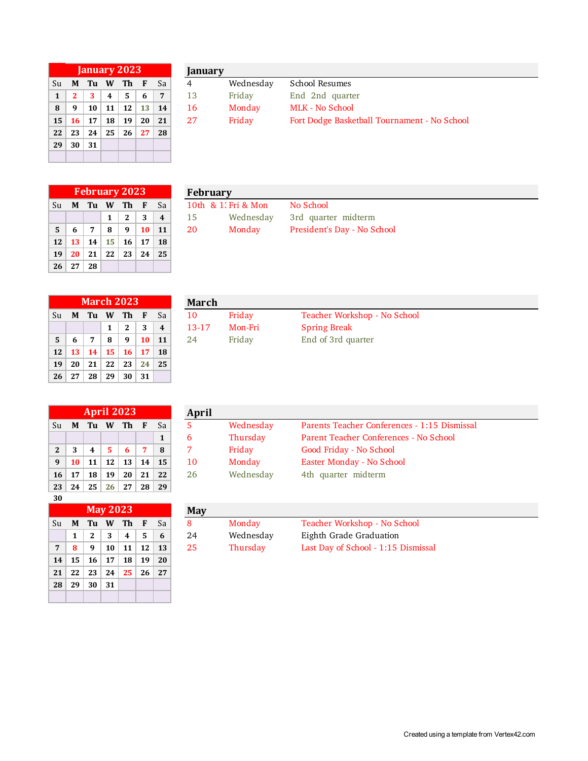## January 2023

| Su | M | Tu | W | Th | F | Sa |
|---|---|---|---|---|---|---|
| 1 | 2 | 3 | 4 | 5 | 6 | 7 |
| 8 | 9 | 10 | 11 | 12 | 13 | 14 |
| 15 | 16 | 17 | 18 | 19 | 20 | 21 |
| 22 | 23 | 24 | 25 | 26 | 27 | 28 |
| 29 | 30 | 31 | | | | |

### January

| | | |
|---|---|---|
| 4 | Wednesday | School Resumes |
| 13 | Friday | End 2nd quarter |
| 16 | Monday | MLK - No School |
| 27 | Friday | Fort Dodge Basketball Tournament - No School |

## February 2023

| Su | M | Tu | W | Th | F | Sa |
|---|---|---|---|---|---|---|
| | | | 1 | 2 | 3 | 4 |
| 5 | 6 | 7 | 8 | 9 | 10 | 11 |
| 12 | 13 | 14 | 15 | 16 | 17 | 18 |
| 19 | 20 | 21 | 22 | 23 | 24 | 25 |
| 26 | 27 | 28 | | | | |

### February

| | | |
|---|---|---|
| 10th & 13 | Fri & Mon | No School |
| 15 | Wednesday | 3rd quarter midterm |
| 20 | Monday | President's Day - No School |

## March 2023

| Su | M | Tu | W | Th | F | Sa |
|---|---|---|---|---|---|---|
| | | | 1 | 2 | 3 | 4 |
| 5 | 6 | 7 | 8 | 9 | 10 | 11 |
| 12 | 13 | 14 | 15 | 16 | 17 | 18 |
| 19 | 20 | 21 | 22 | 23 | 24 | 25 |
| 26 | 27 | 28 | 29 | 30 | 31 | |

### March

| | | |
|---|---|---|
| 10 | Friday | Teacher Workshop - No School |
| 13-17 | Mon-Fri | Spring Break |
| 24 | Friday | End of 3rd quarter |

## April 2023

| Su | M | Tu | W | Th | F | Sa |
|---|---|---|---|---|---|---|
| | | | | | | 1 |
| 2 | 3 | 4 | 5 | 6 | 7 | 8 |
| 9 | 10 | 11 | 12 | 13 | 14 | 15 |
| 16 | 17 | 18 | 19 | 20 | 21 | 22 |
| 23 | 24 | 25 | 26 | 27 | 28 | 29 |
| 30 | | | | | | |

### April

| | | |
|---|---|---|
| 5 | Wednesday | Parents Teacher Conferences - 1:15 Dismissal |
| 6 | Thursday | Parent Teacher Conferences - No School |
| 7 | Friday | Good Friday - No School |
| 10 | Monday | Easter Monday - No School |
| 26 | Wednesday | 4th quarter midterm |

## May 2023

| Su | M | Tu | W | Th | F | Sa |
|---|---|---|---|---|---|---|
| | 1 | 2 | 3 | 4 | 5 | 6 |
| 7 | 8 | 9 | 10 | 11 | 12 | 13 |
| 14 | 15 | 16 | 17 | 18 | 19 | 20 |
| 21 | 22 | 23 | 24 | 25 | 26 | 27 |
| 28 | 29 | 30 | 31 | | | |

### May

| | | |
|---|---|---|
| 8 | Monday | Teacher Workshop - No School |
| 24 | Wednesday | Eighth Grade Graduation |
| 25 | Thursday | Last Day of School - 1:15 Dismissal |

Created using a template from Vertex42.com